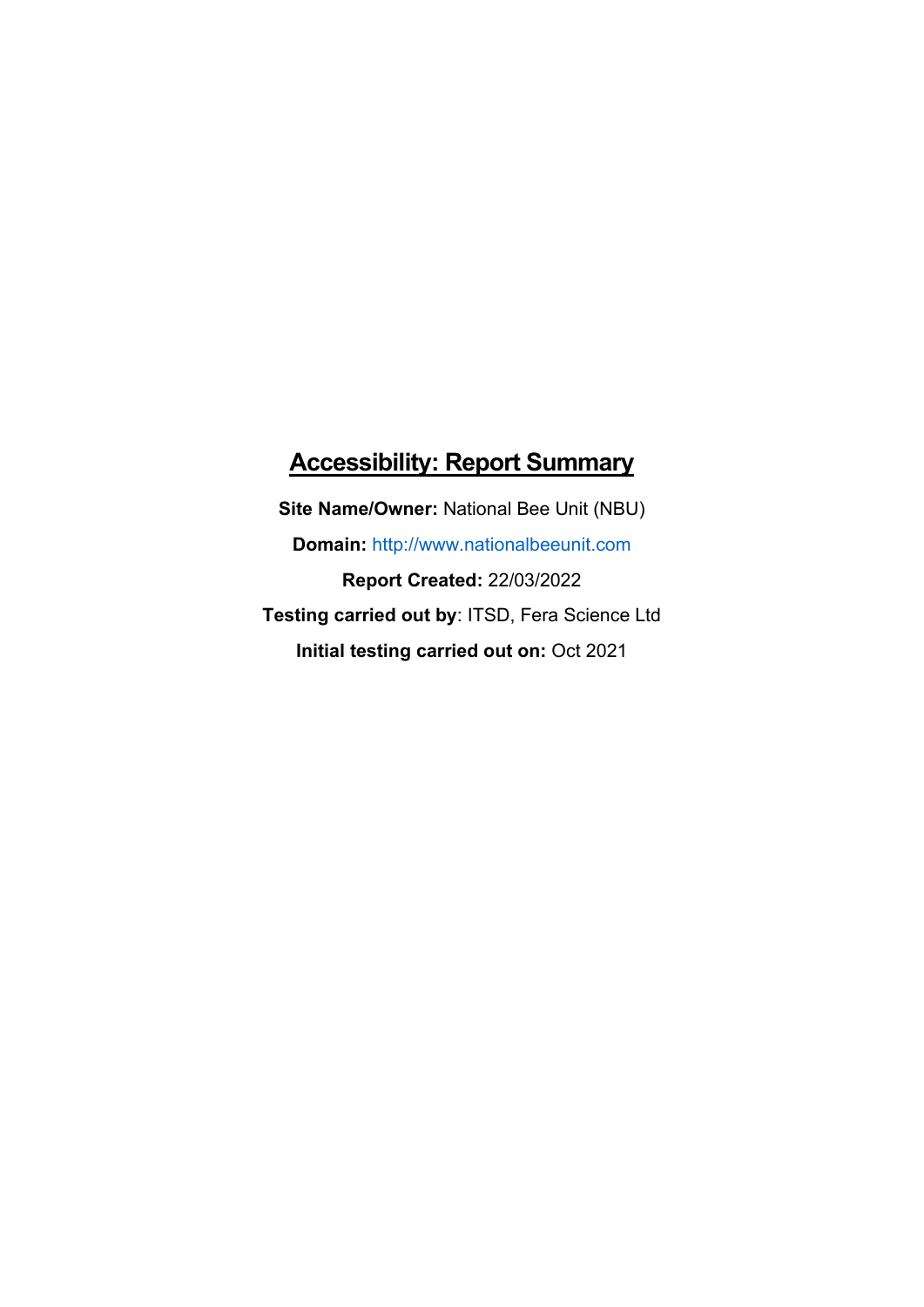# Accessibility: Report Summary

**Site Name/Owner:** National Bee Unit (NBU)

**Domain:** http://www.nationalbeeunit.com

**Report Created:** 22/03/2022

**Testing carried out by**: ITSD, Fera Science Ltd

**Initial testing carried out on:** Oct 2021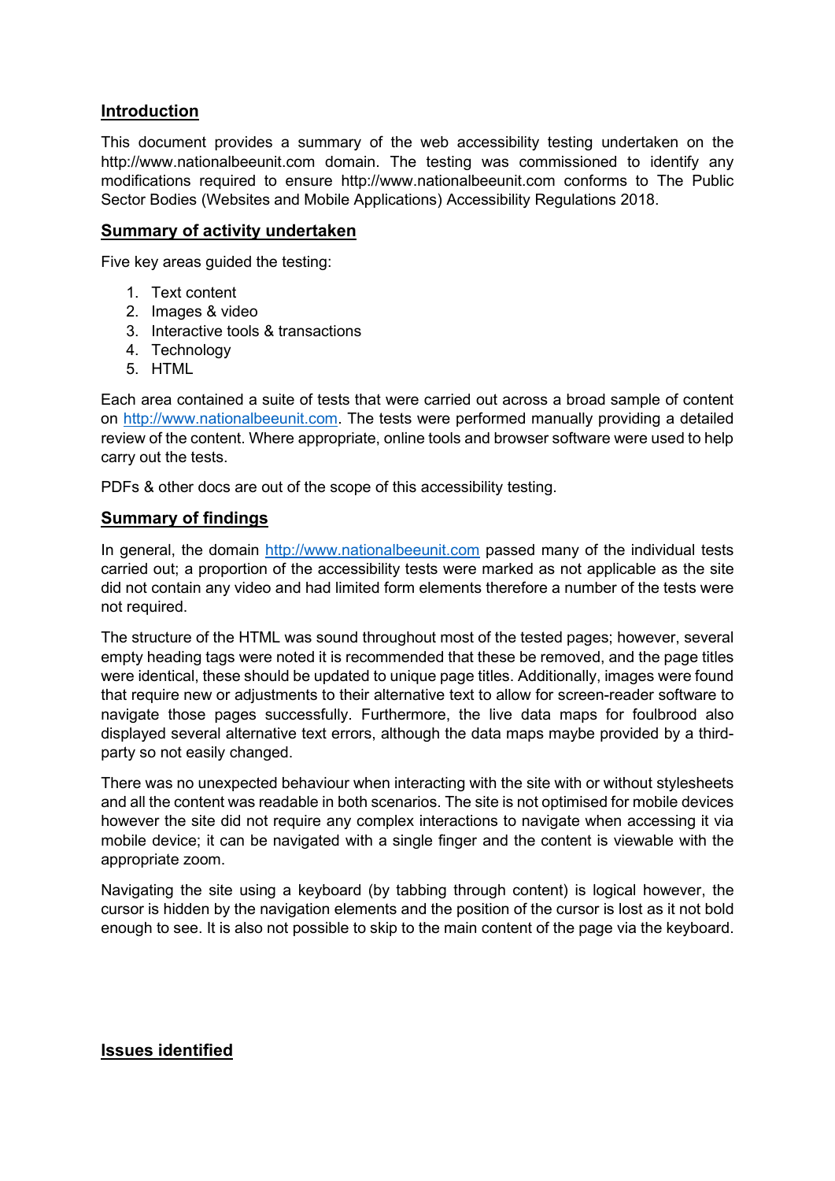## Introduction

This document provides a summary of the web accessibility testing undertaken on the http://www.nationalbeeunit.com domain. The testing was commissioned to identify any modifications required to ensure http://www.nationalbeeunit.com conforms to The Public Sector Bodies (Websites and Mobile Applications) Accessibility Regulations 2018.

## Summary of activity undertaken

Five key areas guided the testing:

1. Text content
2. Images & video
3. Interactive tools & transactions
4. Technology
5. HTML

Each area contained a suite of tests that were carried out across a broad sample of content on http://www.nationalbeeunit.com. The tests were performed manually providing a detailed review of the content. Where appropriate, online tools and browser software were used to help carry out the tests.

PDFs & other docs are out of the scope of this accessibility testing.

## Summary of findings

In general, the domain http://www.nationalbeeunit.com passed many of the individual tests carried out; a proportion of the accessibility tests were marked as not applicable as the site did not contain any video and had limited form elements therefore a number of the tests were not required.

The structure of the HTML was sound throughout most of the tested pages; however, several empty heading tags were noted it is recommended that these be removed, and the page titles were identical, these should be updated to unique page titles. Additionally, images were found that require new or adjustments to their alternative text to allow for screen-reader software to navigate those pages successfully. Furthermore, the live data maps for foulbrood also displayed several alternative text errors, although the data maps maybe provided by a third-party so not easily changed.

There was no unexpected behaviour when interacting with the site with or without stylesheets and all the content was readable in both scenarios. The site is not optimised for mobile devices however the site did not require any complex interactions to navigate when accessing it via mobile device; it can be navigated with a single finger and the content is viewable with the appropriate zoom.

Navigating the site using a keyboard (by tabbing through content) is logical however, the cursor is hidden by the navigation elements and the position of the cursor is lost as it not bold enough to see. It is also not possible to skip to the main content of the page via the keyboard.

## Issues identified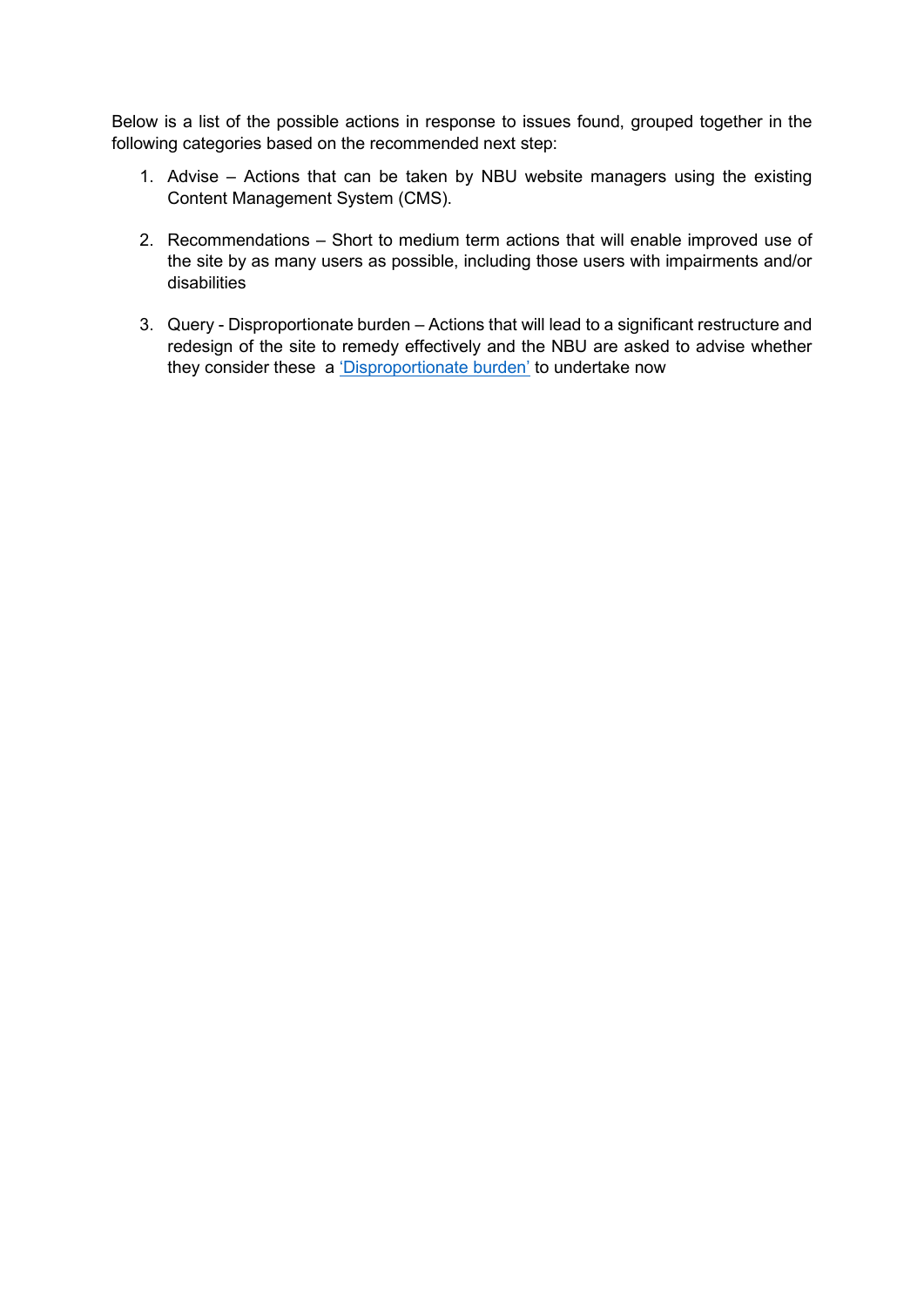Below is a list of the possible actions in response to issues found, grouped together in the following categories based on the recommended next step:

1. Advise – Actions that can be taken by NBU website managers using the existing Content Management System (CMS).

2. Recommendations – Short to medium term actions that will enable improved use of the site by as many users as possible, including those users with impairments and/or disabilities

3. Query - Disproportionate burden – Actions that will lead to a significant restructure and redesign of the site to remedy effectively and the NBU are asked to advise whether they consider these a 'Disproportionate burden' to undertake now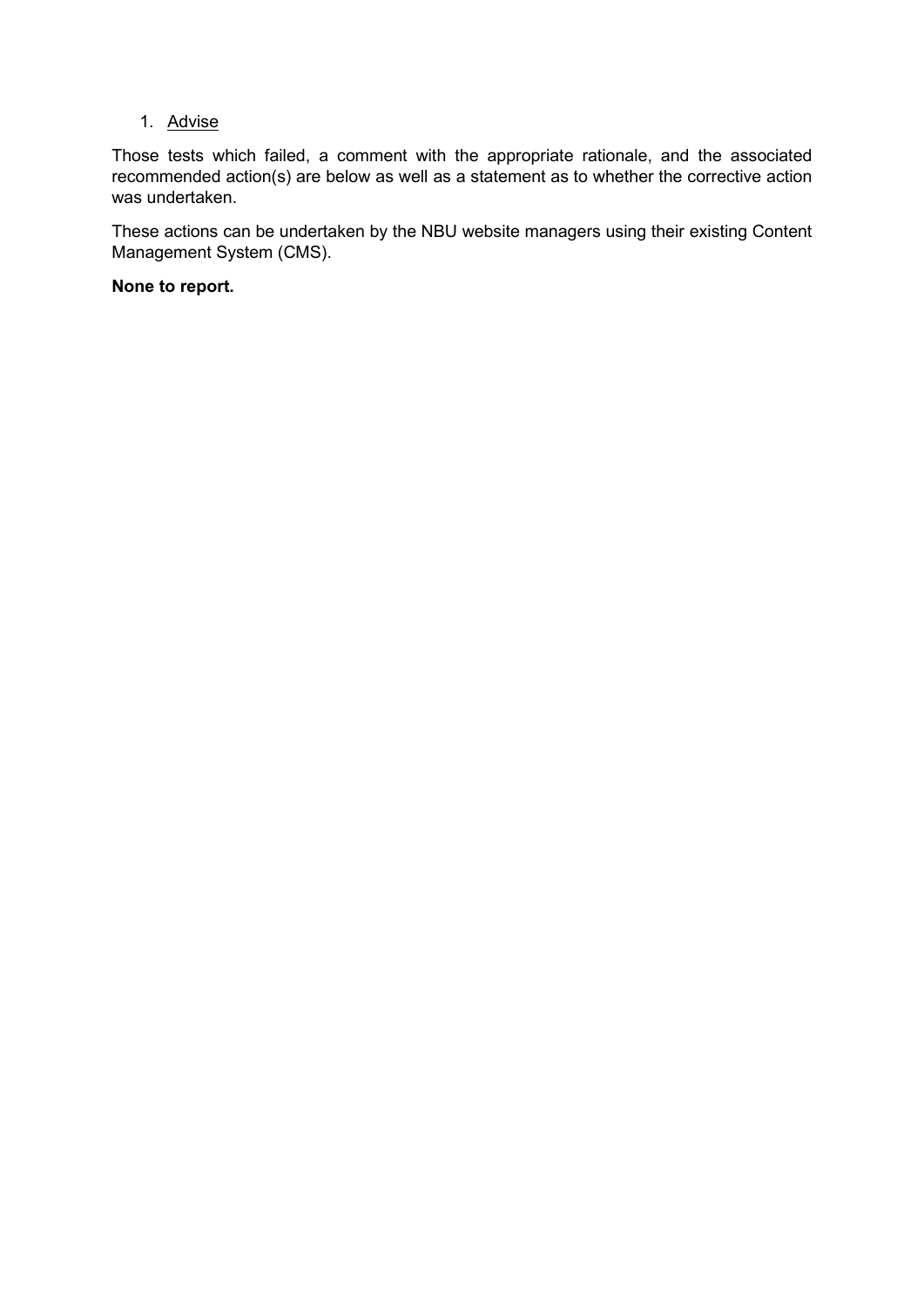1. Advise

Those tests which failed, a comment with the appropriate rationale, and the associated recommended action(s) are below as well as a statement as to whether the corrective action was undertaken.

These actions can be undertaken by the NBU website managers using their existing Content Management System (CMS).

**None to report.**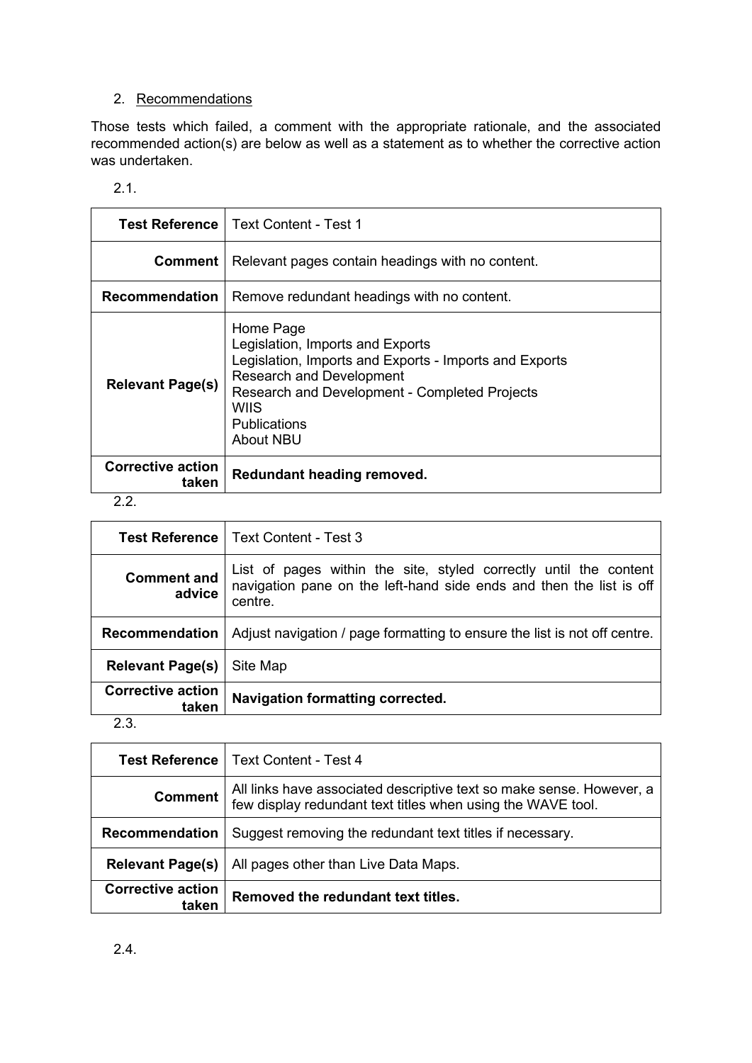## 2. Recommendations

Those tests which failed, a comment with the appropriate rationale, and the associated recommended action(s) are below as well as a statement as to whether the corrective action was undertaken.

2.1.

| **Test Reference** | Text Content - Test 1 |
|---|---|
| **Comment** | Relevant pages contain headings with no content. |
| **Recommendation** | Remove redundant headings with no content. |
| **Relevant Page(s)** | Home Page<br>Legislation, Imports and Exports<br>Legislation, Imports and Exports - Imports and Exports<br>Research and Development<br>Research and Development - Completed Projects<br>WIIS<br>Publications<br>About NBU |
| **Corrective action taken** | **Redundant heading removed.** |

2.2.

| **Test Reference** | Text Content - Test 3 |
|---|---|
| **Comment and advice** | List of pages within the site, styled correctly until the content navigation pane on the left-hand side ends and then the list is off centre. |
| **Recommendation** | Adjust navigation / page formatting to ensure the list is not off centre. |
| **Relevant Page(s)** | Site Map |
| **Corrective action taken** | **Navigation formatting corrected.** |

2.3.

| **Test Reference** | Text Content - Test 4 |
|---|---|
| **Comment** | All links have associated descriptive text so make sense. However, a few display redundant text titles when using the WAVE tool. |
| **Recommendation** | Suggest removing the redundant text titles if necessary. |
| **Relevant Page(s)** | All pages other than Live Data Maps. |
| **Corrective action taken** | **Removed the redundant text titles.** |

2.4.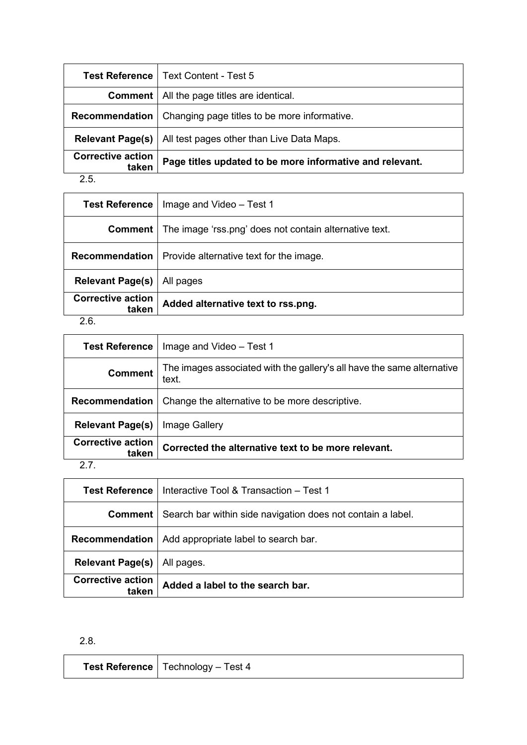| **Test Reference** | Text Content - Test 5 |
|---|---|
| **Comment** | All the page titles are identical. |
| **Recommendation** | Changing page titles to be more informative. |
| **Relevant Page(s)** | All test pages other than Live Data Maps. |
| **Corrective action taken** | **Page titles updated to be more informative and relevant.** |

2.5.

| **Test Reference** | Image and Video – Test 1 |
|---|---|
| **Comment** | The image 'rss.png' does not contain alternative text. |
| **Recommendation** | Provide alternative text for the image. |
| **Relevant Page(s)** | All pages |
| **Corrective action taken** | **Added alternative text to rss.png.** |

2.6.

| **Test Reference** | Image and Video – Test 1 |
|---|---|
| **Comment** | The images associated with the gallery's all have the same alternative text. |
| **Recommendation** | Change the alternative to be more descriptive. |
| **Relevant Page(s)** | Image Gallery |
| **Corrective action taken** | **Corrected the alternative text to be more relevant.** |

2.7.

| **Test Reference** | Interactive Tool & Transaction – Test 1 |
|---|---|
| **Comment** | Search bar within side navigation does not contain a label. |
| **Recommendation** | Add appropriate label to search bar. |
| **Relevant Page(s)** | All pages. |
| **Corrective action taken** | **Added a label to the search bar.** |

2.8.

| **Test Reference** | Technology – Test 4 |
|---|---|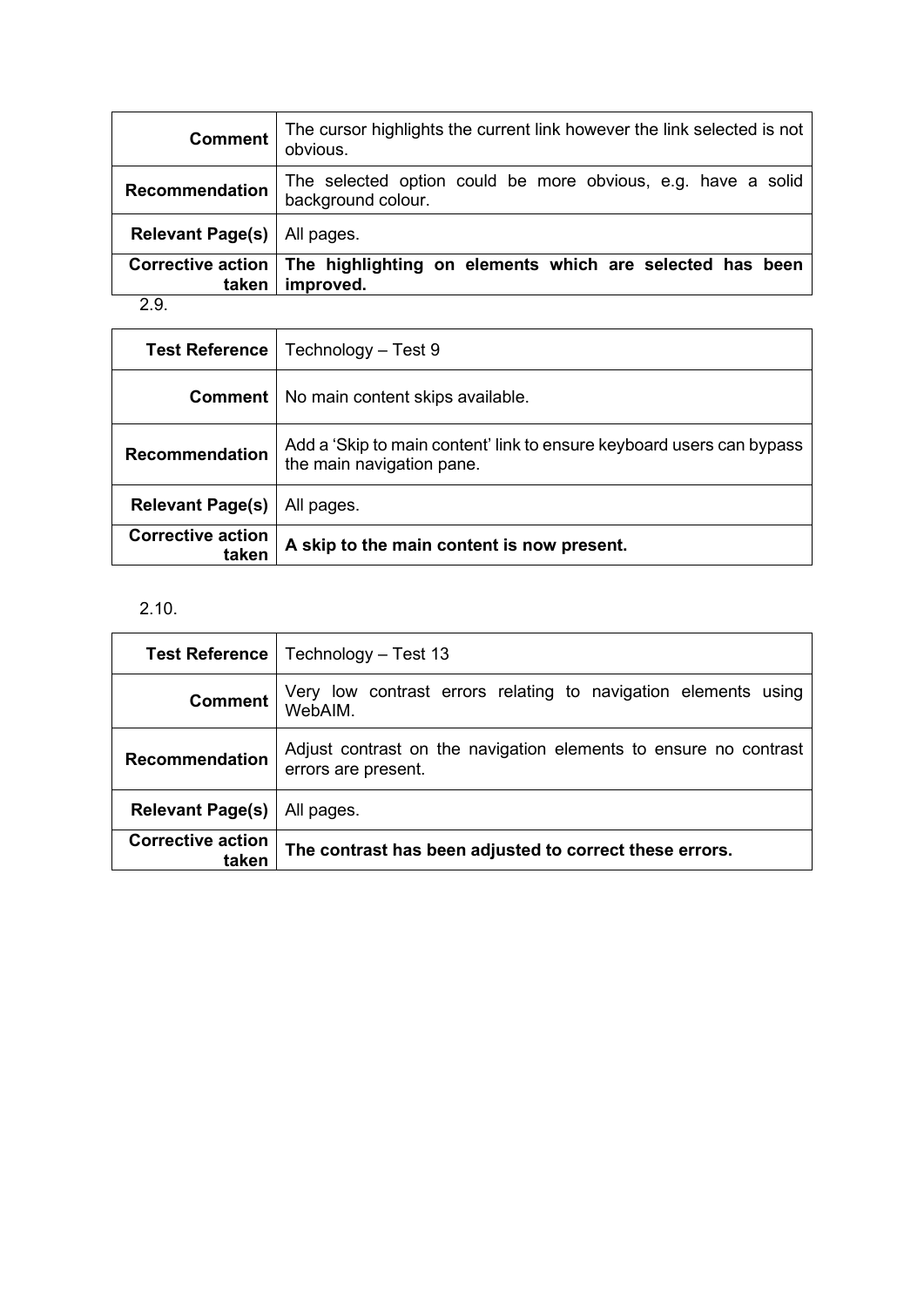| | |
|---|---|
| **Comment** | The cursor highlights the current link however the link selected is not obvious. |
| **Recommendation** | The selected option could be more obvious, e.g. have a solid background colour. |
| **Relevant Page(s)** | All pages. |
| **Corrective action taken** | **The highlighting on elements which are selected has been improved.** |

2.9.

| | |
|---|---|
| **Test Reference** | Technology – Test 9 |
| **Comment** | No main content skips available. |
| **Recommendation** | Add a 'Skip to main content' link to ensure keyboard users can bypass the main navigation pane. |
| **Relevant Page(s)** | All pages. |
| **Corrective action taken** | **A skip to the main content is now present.** |

2.10.

| | |
|---|---|
| **Test Reference** | Technology – Test 13 |
| **Comment** | Very low contrast errors relating to navigation elements using WebAIM. |
| **Recommendation** | Adjust contrast on the navigation elements to ensure no contrast errors are present. |
| **Relevant Page(s)** | All pages. |
| **Corrective action taken** | **The contrast has been adjusted to correct these errors.** |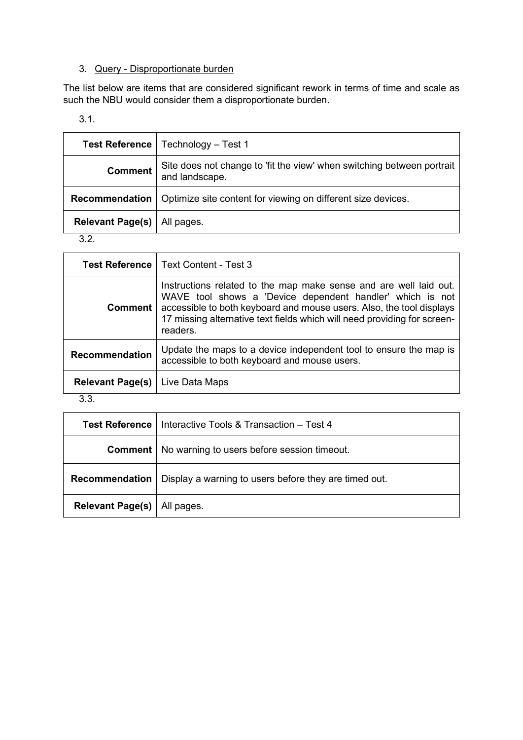3. Query - Disproportionate burden

The list below are items that are considered significant rework in terms of time and scale as such the NBU would consider them a disproportionate burden.

3.1.

| | |
|---|---|
| **Test Reference** | Technology – Test 1 |
| **Comment** | Site does not change to 'fit the view' when switching between portrait and landscape. |
| **Recommendation** | Optimize site content for viewing on different size devices. |
| **Relevant Page(s)** | All pages. |

3.2.

| | |
|---|---|
| **Test Reference** | Text Content - Test 3 |
| **Comment** | Instructions related to the map make sense and are well laid out. WAVE tool shows a 'Device dependent handler' which is not accessible to both keyboard and mouse users. Also, the tool displays 17 missing alternative text fields which will need providing for screen-readers. |
| **Recommendation** | Update the maps to a device independent tool to ensure the map is accessible to both keyboard and mouse users. |
| **Relevant Page(s)** | Live Data Maps |

3.3.

| | |
|---|---|
| **Test Reference** | Interactive Tools & Transaction – Test 4 |
| **Comment** | No warning to users before session timeout. |
| **Recommendation** | Display a warning to users before they are timed out. |
| **Relevant Page(s)** | All pages. |